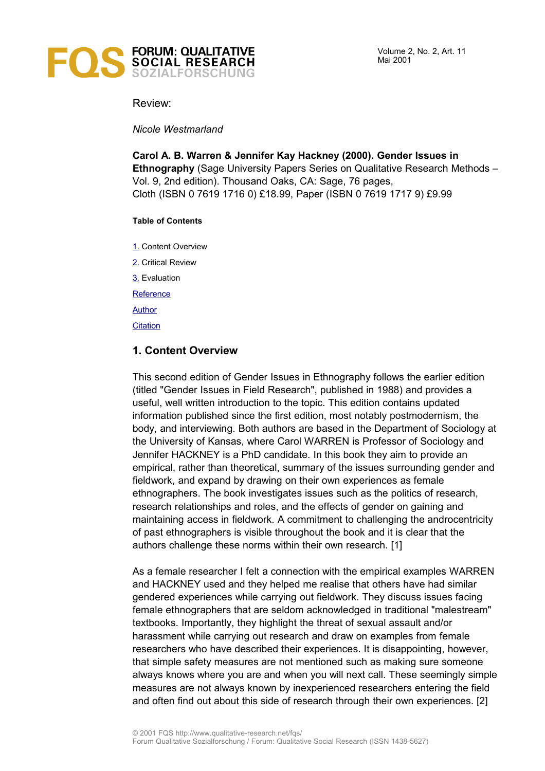Review:

*Nicole Westmarland*

**Carol A. B. Warren & Jennifer Kay Hackney (2000). Gender Issues in Ethnography** (Sage University Papers Series on Qualitative Research Methods – Vol. 9, 2nd edition). Thousand Oaks, CA: Sage, 76 pages, Cloth (ISBN 0 7619 1716 0) £18.99, Paper (ISBN 0 7619 1717 9) £9.99

**Table of Contents**

1. Content Overview
2. Critical Review
3. Evaluation

Reference

Author

Citation

## 1. Content Overview

This second edition of Gender Issues in Ethnography follows the earlier edition (titled "Gender Issues in Field Research", published in 1988) and provides a useful, well written introduction to the topic. This edition contains updated information published since the first edition, most notably postmodernism, the body, and interviewing. Both authors are based in the Department of Sociology at the University of Kansas, where Carol WARREN is Professor of Sociology and Jennifer HACKNEY is a PhD candidate. In this book they aim to provide an empirical, rather than theoretical, summary of the issues surrounding gender and fieldwork, and expand by drawing on their own experiences as female ethnographers. The book investigates issues such as the politics of research, research relationships and roles, and the effects of gender on gaining and maintaining access in fieldwork. A commitment to challenging the androcentricity of past ethnographers is visible throughout the book and it is clear that the authors challenge these norms within their own research. [1]

As a female researcher I felt a connection with the empirical examples WARREN and HACKNEY used and they helped me realise that others have had similar gendered experiences while carrying out fieldwork. They discuss issues facing female ethnographers that are seldom acknowledged in traditional "malestream" textbooks. Importantly, they highlight the threat of sexual assault and/or harassment while carrying out research and draw on examples from female researchers who have described their experiences. It is disappointing, however, that simple safety measures are not mentioned such as making sure someone always knows where you are and when you will next call. These seemingly simple measures are not always known by inexperienced researchers entering the field and often find out about this side of research through their own experiences. [2]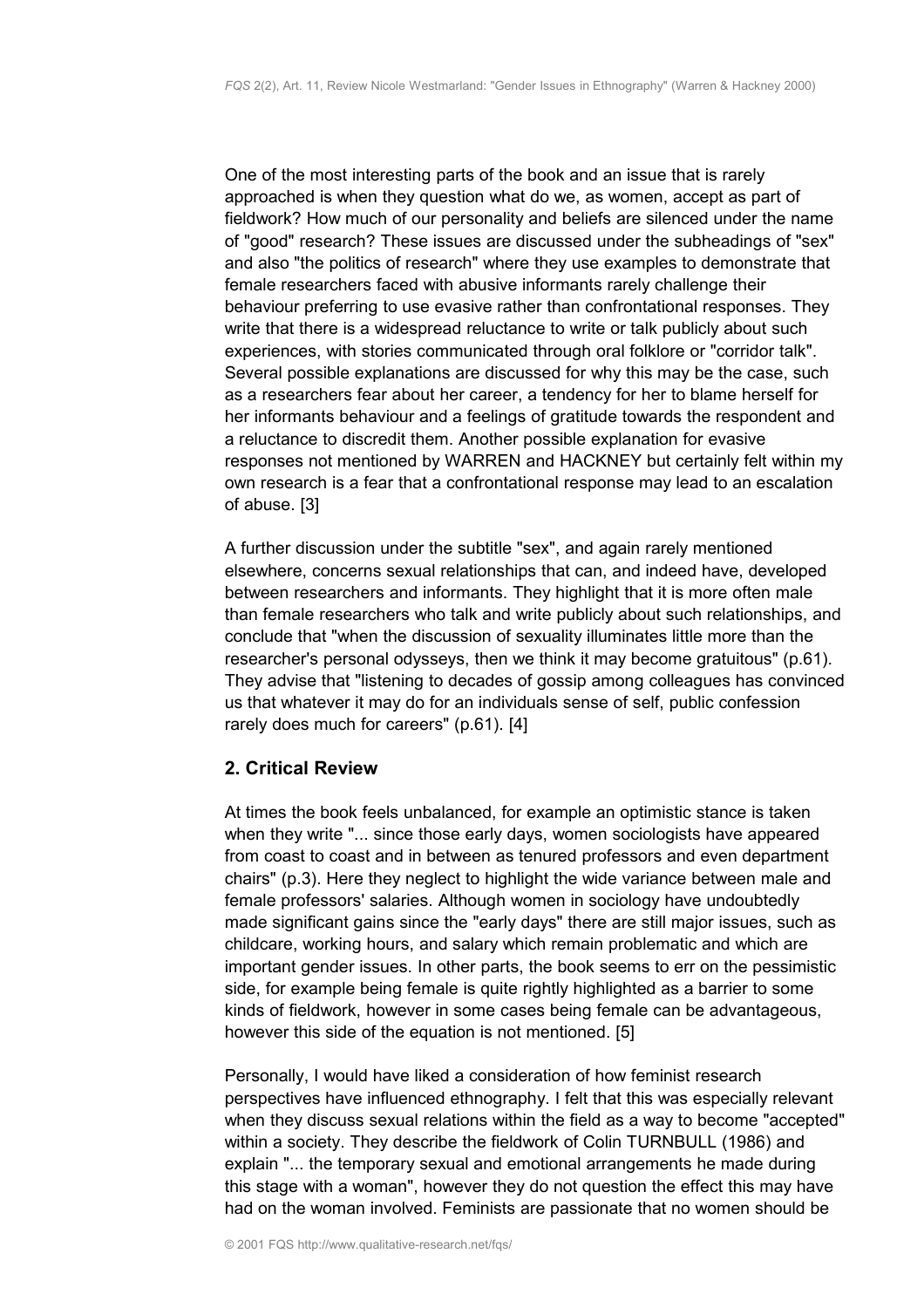One of the most interesting parts of the book and an issue that is rarely approached is when they question what do we, as women, accept as part of fieldwork? How much of our personality and beliefs are silenced under the name of "good" research? These issues are discussed under the subheadings of "sex" and also "the politics of research" where they use examples to demonstrate that female researchers faced with abusive informants rarely challenge their behaviour preferring to use evasive rather than confrontational responses. They write that there is a widespread reluctance to write or talk publicly about such experiences, with stories communicated through oral folklore or "corridor talk". Several possible explanations are discussed for why this may be the case, such as a researchers fear about her career, a tendency for her to blame herself for her informants behaviour and a feelings of gratitude towards the respondent and a reluctance to discredit them. Another possible explanation for evasive responses not mentioned by WARREN and HACKNEY but certainly felt within my own research is a fear that a confrontational response may lead to an escalation of abuse. [3]

A further discussion under the subtitle "sex", and again rarely mentioned elsewhere, concerns sexual relationships that can, and indeed have, developed between researchers and informants. They highlight that it is more often male than female researchers who talk and write publicly about such relationships, and conclude that "when the discussion of sexuality illuminates little more than the researcher's personal odysseys, then we think it may become gratuitous" (p.61). They advise that "listening to decades of gossip among colleagues has convinced us that whatever it may do for an individuals sense of self, public confession rarely does much for careers" (p.61). [4]

## 2. Critical Review

At times the book feels unbalanced, for example an optimistic stance is taken when they write "... since those early days, women sociologists have appeared from coast to coast and in between as tenured professors and even department chairs" (p.3). Here they neglect to highlight the wide variance between male and female professors' salaries. Although women in sociology have undoubtedly made significant gains since the "early days" there are still major issues, such as childcare, working hours, and salary which remain problematic and which are important gender issues. In other parts, the book seems to err on the pessimistic side, for example being female is quite rightly highlighted as a barrier to some kinds of fieldwork, however in some cases being female can be advantageous, however this side of the equation is not mentioned. [5]

Personally, I would have liked a consideration of how feminist research perspectives have influenced ethnography. I felt that this was especially relevant when they discuss sexual relations within the field as a way to become "accepted" within a society. They describe the fieldwork of Colin TURNBULL (1986) and explain "... the temporary sexual and emotional arrangements he made during this stage with a woman", however they do not question the effect this may have had on the woman involved. Feminists are passionate that no women should be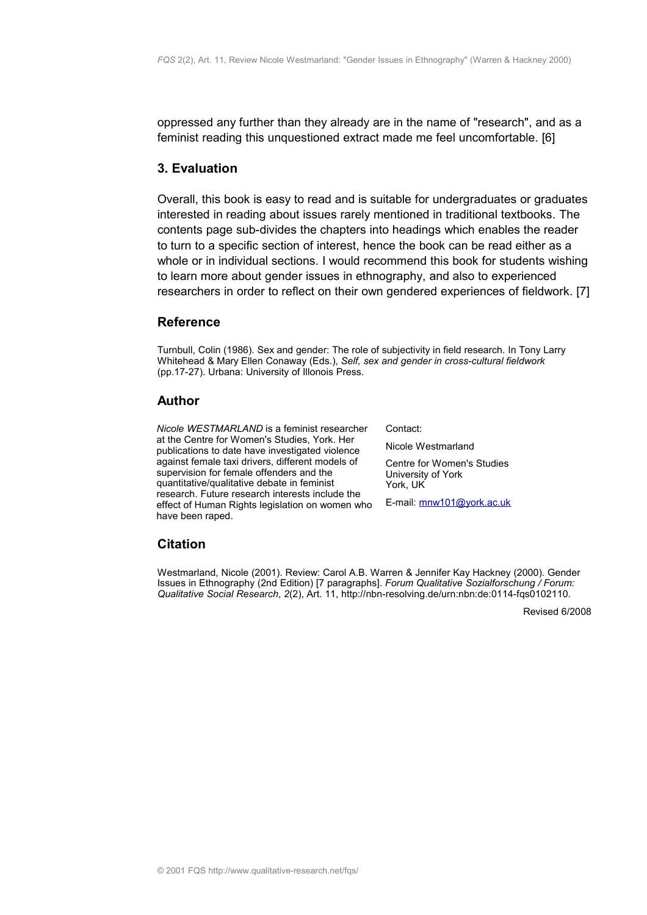oppressed any further than they already are in the name of "research", and as a feminist reading this unquestioned extract made me feel uncomfortable. [6]

## 3. Evaluation

Overall, this book is easy to read and is suitable for undergraduates or graduates interested in reading about issues rarely mentioned in traditional textbooks. The contents page sub-divides the chapters into headings which enables the reader to turn to a specific section of interest, hence the book can be read either as a whole or in individual sections. I would recommend this book for students wishing to learn more about gender issues in ethnography, and also to experienced researchers in order to reflect on their own gendered experiences of fieldwork. [7]

## Reference

Turnbull, Colin (1986). Sex and gender: The role of subjectivity in field research. In Tony Larry Whitehead & Mary Ellen Conaway (Eds.), *Self, sex and gender in cross-cultural fieldwork* (pp.17-27). Urbana: University of Illonois Press.

## Author

*Nicole WESTMARLAND* is a feminist researcher at the Centre for Women's Studies, York. Her publications to date have investigated violence against female taxi drivers, different models of supervision for female offenders and the quantitative/qualitative debate in feminist research. Future research interests include the effect of Human Rights legislation on women who have been raped.

Contact:

Nicole Westmarland

Centre for Women's Studies
University of York
York, UK

E-mail: mnw101@york.ac.uk

## Citation

Westmarland, Nicole (2001). Review: Carol A.B. Warren & Jennifer Kay Hackney (2000). Gender Issues in Ethnography (2nd Edition) [7 paragraphs]. *Forum Qualitative Sozialforschung / Forum: Qualitative Social Research*, *2*(2), Art. 11, http://nbn-resolving.de/urn:nbn:de:0114-fqs0102110.

Revised 6/2008